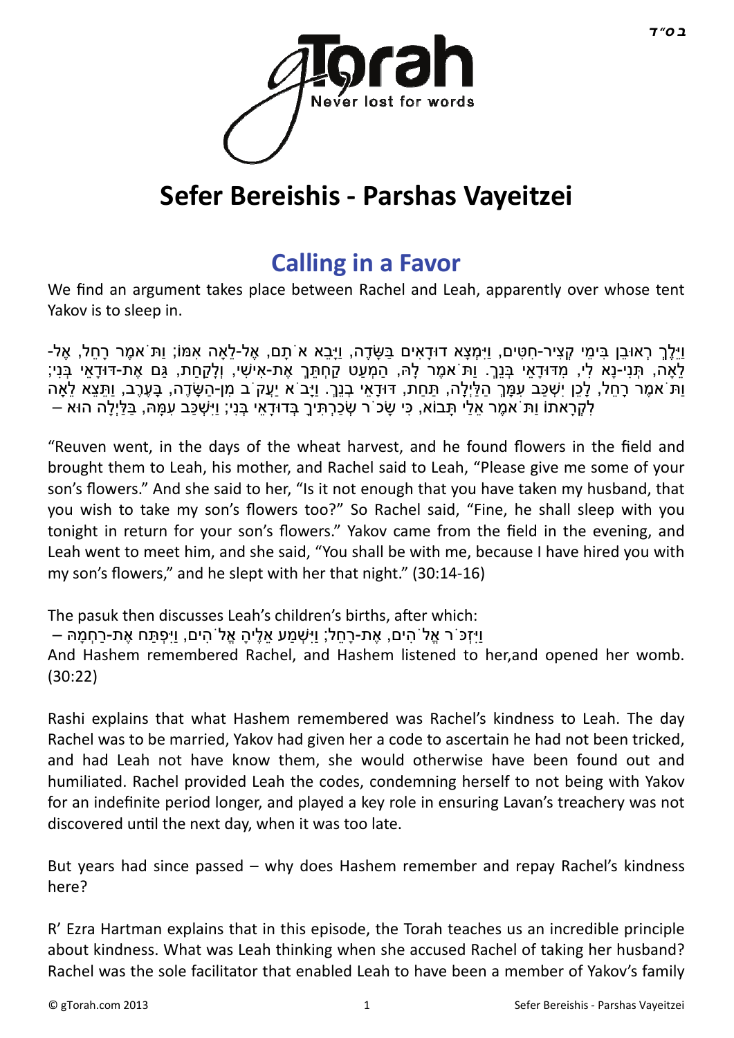# Sefer Bereishis - Parshas Vayeitzei

## Calling in a Favor

We find an argument takes place between Rachel and Leah, apparently over whose tent Yakov is to sleep in.

וַיֵּלֶךְ רְאוּבֵן בִּימֵי קְצִיר-חִטִּים, וַיִּמְצָא דוּדָאִים בַּשָּׂדֶה, וַיָּבֵא אֹתָם, אֶל-לֵאָה אִמּוֹ; וַתֹּאמֶר רָחֵל, אֶל-לֵאָה, תְּנִי-נָא לִי, מִדּוּדָאֵי בְּנֵךְ. וַתֹּאמֶר לָהּ, הַמְעַט קַחְתֵּךְ אֶת-אִישִׁי, וְלָקַחַת, גַּם אֶת-דּוּדָאֵי בְּנִי; וַתֹּאמֶר רָחֵל, לָכֵן יִשְׁכַּב עִמָּךְ הַלַּיְלָה, תַּחַת, דּוּדָאֵי בְנֵךְ. וַיָּבֹא יַעֲקֹב מִן-הַשָּׂדֶה, בָּעֶרֶב, וַתֵּצֵא לֵאָה לִקְרָאתוֹ וַתֹּאמֶר אֵלַי תָּבוֹא, כִּי שָׂכֹר שְׂכַרְתִּיךָ בְּדוּדָאֵי בְּנִי; וַיִּשְׁכַּב עִמָּהּ, בַּלַּיְלָה הוּא –

"Reuven went, in the days of the wheat harvest, and he found flowers in the field and brought them to Leah, his mother, and Rachel said to Leah, "Please give me some of your son's flowers." And she said to her, "Is it not enough that you have taken my husband, that you wish to take my son's flowers too?" So Rachel said, "Fine, he shall sleep with you tonight in return for your son's flowers." Yakov came from the field in the evening, and Leah went to meet him, and she said, "You shall be with me, because I have hired you with my son's flowers," and he slept with her that night." (30:14-16)

The pasuk then discusses Leah's children's births, after which:

וַיִּזְכֹּר אֱלֹהִים, אֶת-רָחֵל; וַיִּשְׁמַע אֵלֶיהָ אֱלֹהִים, וַיִּפְתַּח אֶת-רַחְמָהּ –

And Hashem remembered Rachel, and Hashem listened to her,and opened her womb. (30:22)

Rashi explains that what Hashem remembered was Rachel's kindness to Leah. The day Rachel was to be married, Yakov had given her a code to ascertain he had not been tricked, and had Leah not have know them, she would otherwise have been found out and humiliated. Rachel provided Leah the codes, condemning herself to not being with Yakov for an indefinite period longer, and played a key role in ensuring Lavan's treachery was not discovered until the next day, when it was too late.

But years had since passed – why does Hashem remember and repay Rachel's kindness here?

R' Ezra Hartman explains that in this episode, the Torah teaches us an incredible principle about kindness. What was Leah thinking when she accused Rachel of taking her husband? Rachel was the sole facilitator that enabled Leah to have been a member of Yakov's family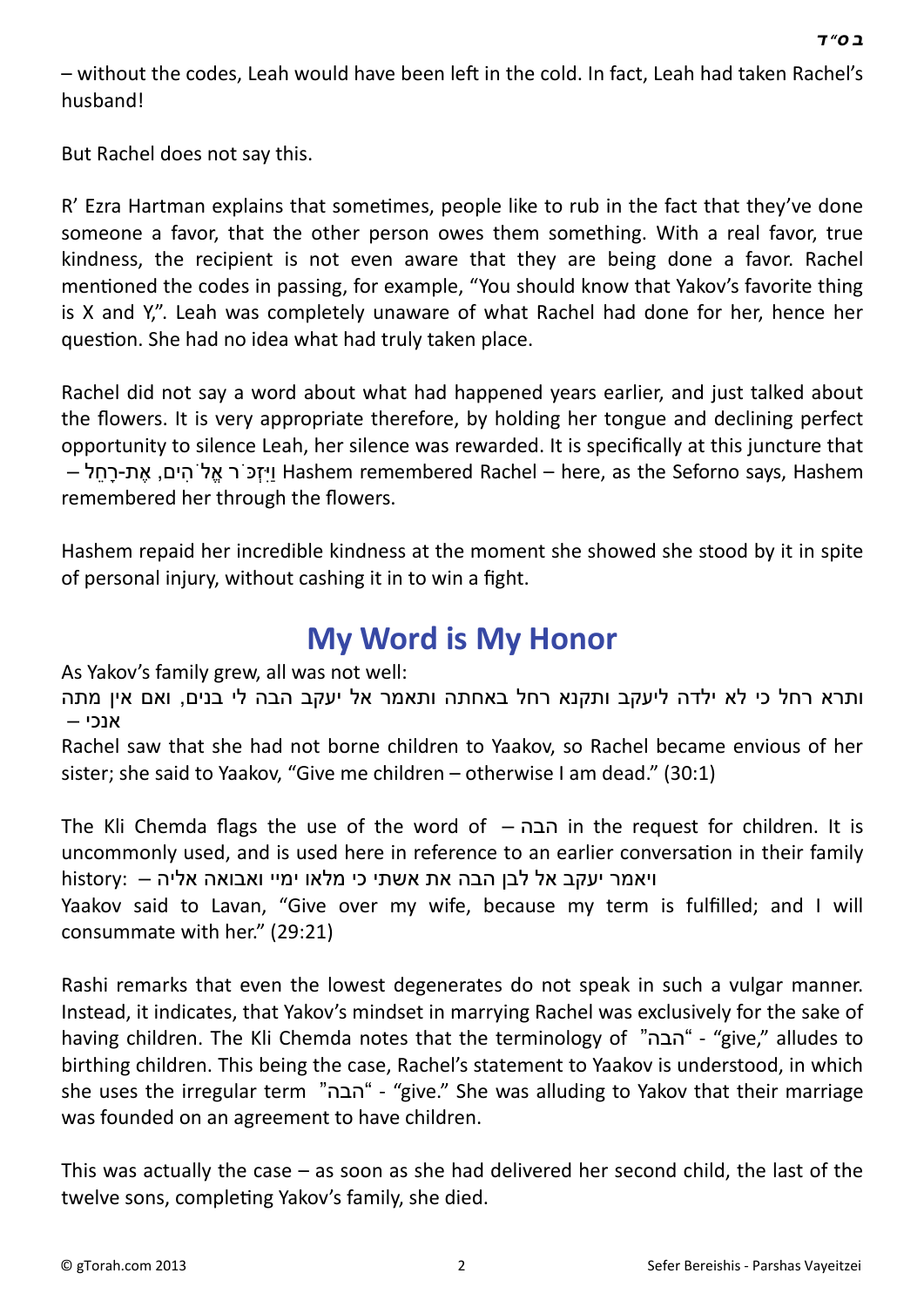– without the codes, Leah would have been left in the cold. In fact, Leah had taken Rachel's husband!

But Rachel does not say this.

R' Ezra Hartman explains that sometimes, people like to rub in the fact that they've done someone a favor, that the other person owes them something. With a real favor, true kindness, the recipient is not even aware that they are being done a favor. Rachel mentioned the codes in passing, for example, "You should know that Yakov's favorite thing is X and Y,". Leah was completely unaware of what Rachel had done for her, hence her question. She had no idea what had truly taken place.

Rachel did not say a word about what had happened years earlier, and just talked about the flowers. It is very appropriate therefore, by holding her tongue and declining perfect opportunity to silence Leah, her silence was rewarded. It is specifically at this juncture that – וַיִּזְכֹּר אֱלֹהִים, אֶת-רָחֵל Hashem remembered Rachel – here, as the Seforno says, Hashem remembered her through the flowers.

Hashem repaid her incredible kindness at the moment she showed she stood by it in spite of personal injury, without cashing it in to win a fight.

## My Word is My Honor

As Yakov's family grew, all was not well:

ותרא רחל כי לא ילדה ליעקב ותקנא רחל באחתה ותאמר אל יעקב הבה לי בנים, ואם אין מתה אנכי –

Rachel saw that she had not borne children to Yaakov, so Rachel became envious of her sister; she said to Yaakov, "Give me children – otherwise I am dead." (30:1)

The Kli Chemda flags the use of the word of – הבה in the request for children. It is uncommonly used, and is used here in reference to an earlier conversation in their family history: – ויאמר יעקב אל לבן הבה את אשתי כי מלאו ימיי ואבואה אליה

Yaakov said to Lavan, "Give over my wife, because my term is fulfilled; and I will consummate with her." (29:21)

Rashi remarks that even the lowest degenerates do not speak in such a vulgar manner. Instead, it indicates, that Yakov's mindset in marrying Rachel was exclusively for the sake of having children. The Kli Chemda notes that the terminology of "הבה" - "give," alludes to birthing children. This being the case, Rachel's statement to Yaakov is understood, in which she uses the irregular term "הבה" - "give." She was alluding to Yakov that their marriage was founded on an agreement to have children.

This was actually the case – as soon as she had delivered her second child, the last of the twelve sons, completing Yakov's family, she died.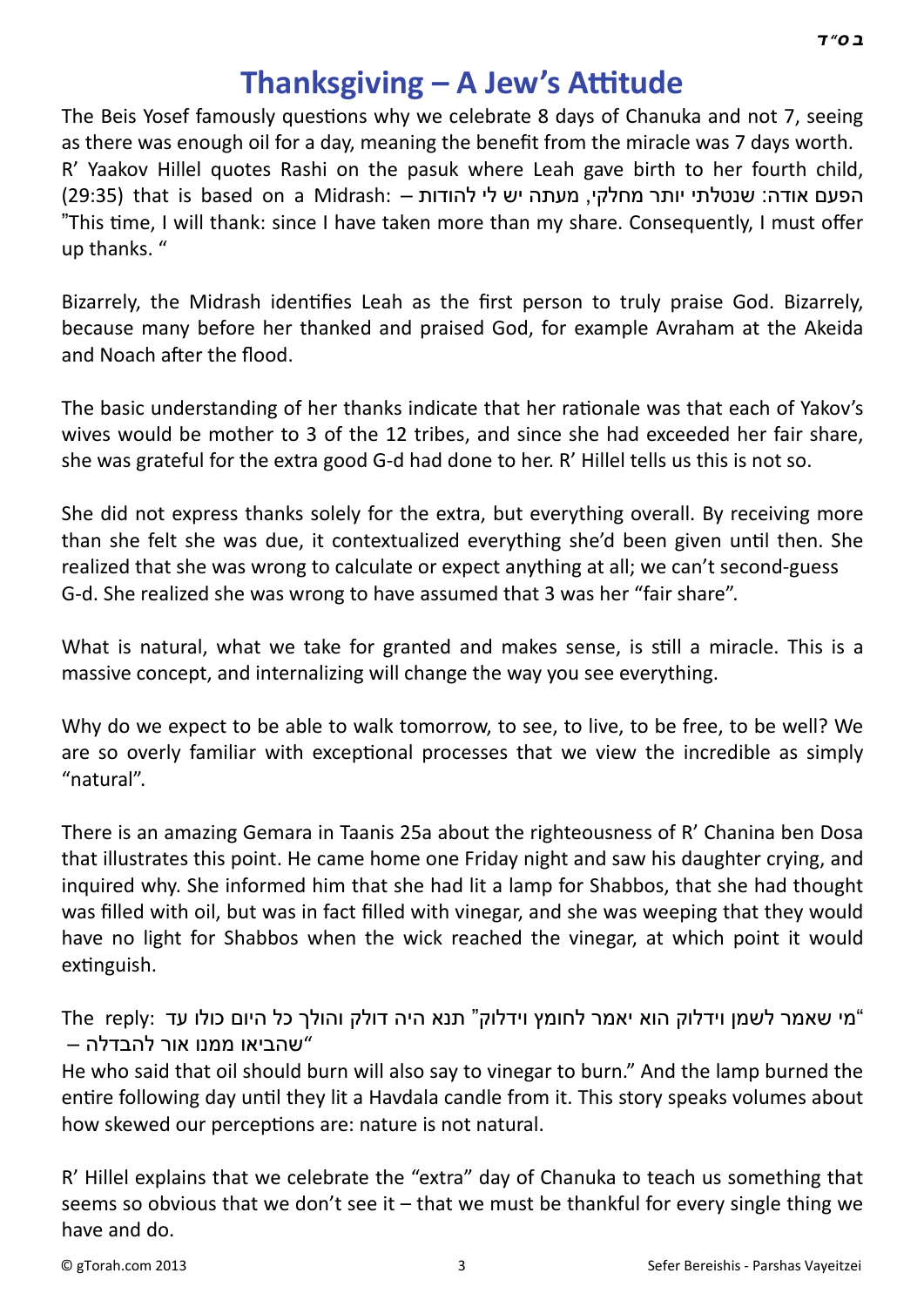# Thanksgiving – A Jew's Attitude

The Beis Yosef famously questions why we celebrate 8 days of Chanuka and not 7, seeing as there was enough oil for a day, meaning the benefit from the miracle was 7 days worth. R' Yaakov Hillel quotes Rashi on the pasuk where Leah gave birth to her fourth child, (29:35) that is based on a Midrash: – הפעם אודה: שנטלתי יותר מחלקי, מעתה יש לי להודות "This time, I will thank: since I have taken more than my share. Consequently, I must offer up thanks. "

Bizarrely, the Midrash identifies Leah as the first person to truly praise God. Bizarrely, because many before her thanked and praised God, for example Avraham at the Akeida and Noach after the flood.

The basic understanding of her thanks indicate that her rationale was that each of Yakov's wives would be mother to 3 of the 12 tribes, and since she had exceeded her fair share, she was grateful for the extra good G-d had done to her. R' Hillel tells us this is not so.

She did not express thanks solely for the extra, but everything overall. By receiving more than she felt she was due, it contextualized everything she'd been given until then. She realized that she was wrong to calculate or expect anything at all; we can't second-guess G-d. She realized she was wrong to have assumed that 3 was her "fair share".

What is natural, what we take for granted and makes sense, is still a miracle. This is a massive concept, and internalizing will change the way you see everything.

Why do we expect to be able to walk tomorrow, to see, to live, to be free, to be well? We are so overly familiar with exceptional processes that we view the incredible as simply "natural".

There is an amazing Gemara in Taanis 25a about the righteousness of R' Chanina ben Dosa that illustrates this point. He came home one Friday night and saw his daughter crying, and inquired why. She informed him that she had lit a lamp for Shabbos, that she had thought was filled with oil, but was in fact filled with vinegar, and she was weeping that they would have no light for Shabbos when the wick reached the vinegar, at which point it would extinguish.

The reply: "מי שאמר לשמן וידלוק הוא יאמר לחומץ וידלוק" תנא היה דולק והולך כל היום כולו עד שהביאו ממנו אור להבדלה" –
He who said that oil should burn will also say to vinegar to burn." And the lamp burned the entire following day until they lit a Havdala candle from it. This story speaks volumes about how skewed our perceptions are: nature is not natural.

R' Hillel explains that we celebrate the "extra" day of Chanuka to teach us something that seems so obvious that we don't see it – that we must be thankful for every single thing we have and do.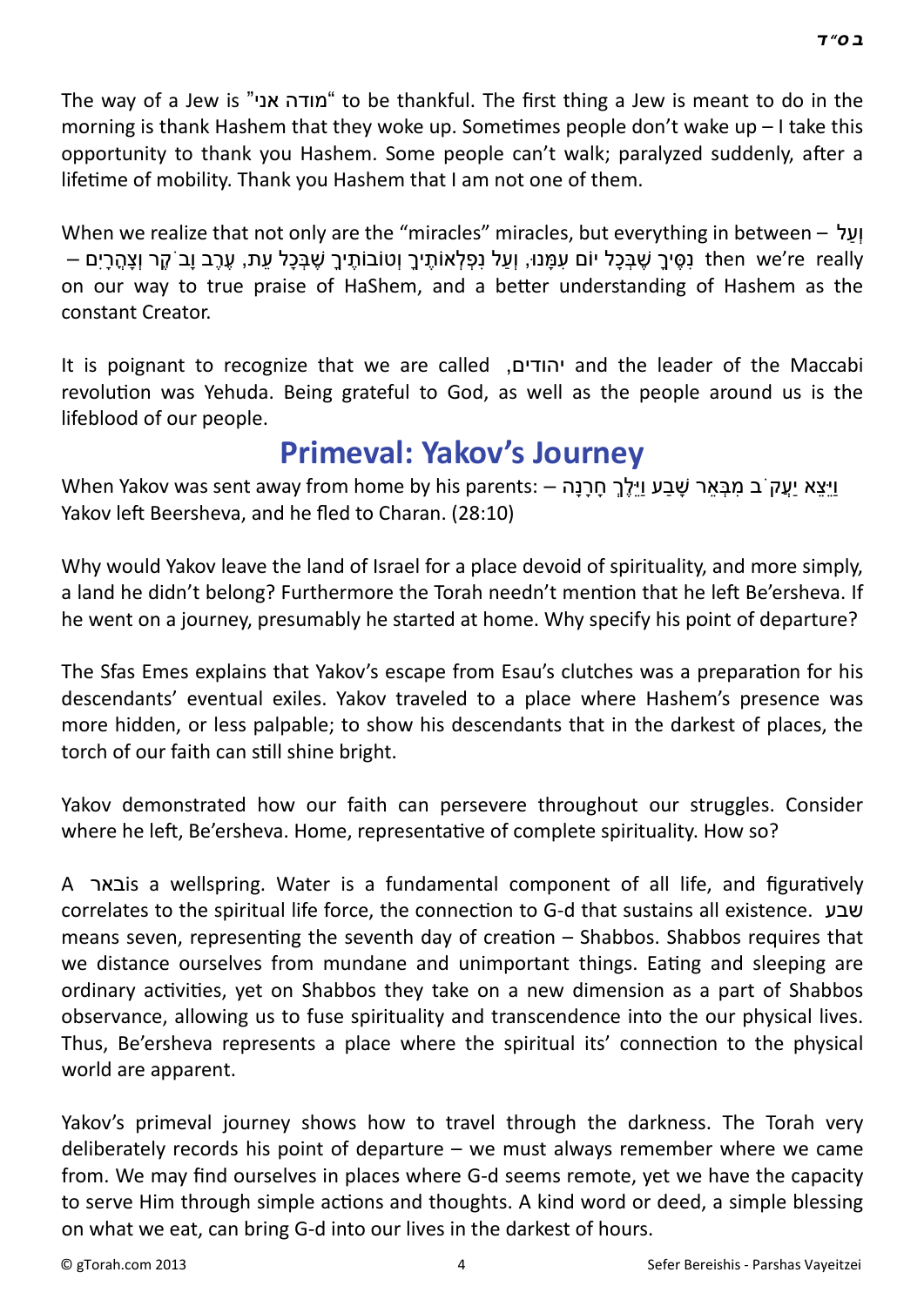The way of a Jew is "מודה אני" to be thankful. The first thing a Jew is meant to do in the morning is thank Hashem that they woke up. Sometimes people don't wake up – I take this opportunity to thank you Hashem. Some people can't walk; paralyzed suddenly, after a lifetime of mobility. Thank you Hashem that I am not one of them.

When we realize that not only are the "miracles" miracles, but everything in between – וְעַל נִסֶּיךָ שֶׁבְּכָל יוֹם עִמָּנוּ, וְעַל נִפְלְאוֹתֶיךָ וְטוֹבוֹתֶיךָ שֶׁבְּכָל עֵת, עֶרֶב וָבֹקֶר וְצָהֳרָיִם – then we're really on our way to true praise of HaShem, and a better understanding of Hashem as the constant Creator.

It is poignant to recognize that we are called יהודים, and the leader of the Maccabi revolution was Yehuda. Being grateful to God, as well as the people around us is the lifeblood of our people.

## Primeval: Yakov's Journey

When Yakov was sent away from home by his parents: – וַיֵּצֵא יַעֲקֹב מִבְּאֵר שָׁבַע וַיֵּלֶךְ חָרָנָה Yakov left Beersheva, and he fled to Charan. (28:10)

Why would Yakov leave the land of Israel for a place devoid of spirituality, and more simply, a land he didn't belong? Furthermore the Torah needn't mention that he left Be'ersheva. If he went on a journey, presumably he started at home. Why specify his point of departure?

The Sfas Emes explains that Yakov's escape from Esau's clutches was a preparation for his descendants' eventual exiles. Yakov traveled to a place where Hashem's presence was more hidden, or less palpable; to show his descendants that in the darkest of places, the torch of our faith can still shine bright.

Yakov demonstrated how our faith can persevere throughout our struggles. Consider where he left, Be'ersheva. Home, representative of complete spirituality. How so?

A באר is a wellspring. Water is a fundamental component of all life, and figuratively correlates to the spiritual life force, the connection to G-d that sustains all existence. שבע means seven, representing the seventh day of creation – Shabbos. Shabbos requires that we distance ourselves from mundane and unimportant things. Eating and sleeping are ordinary activities, yet on Shabbos they take on a new dimension as a part of Shabbos observance, allowing us to fuse spirituality and transcendence into the our physical lives. Thus, Be'ersheva represents a place where the spiritual its' connection to the physical world are apparent.

Yakov's primeval journey shows how to travel through the darkness. The Torah very deliberately records his point of departure – we must always remember where we came from. We may find ourselves in places where G-d seems remote, yet we have the capacity to serve Him through simple actions and thoughts. A kind word or deed, a simple blessing on what we eat, can bring G-d into our lives in the darkest of hours.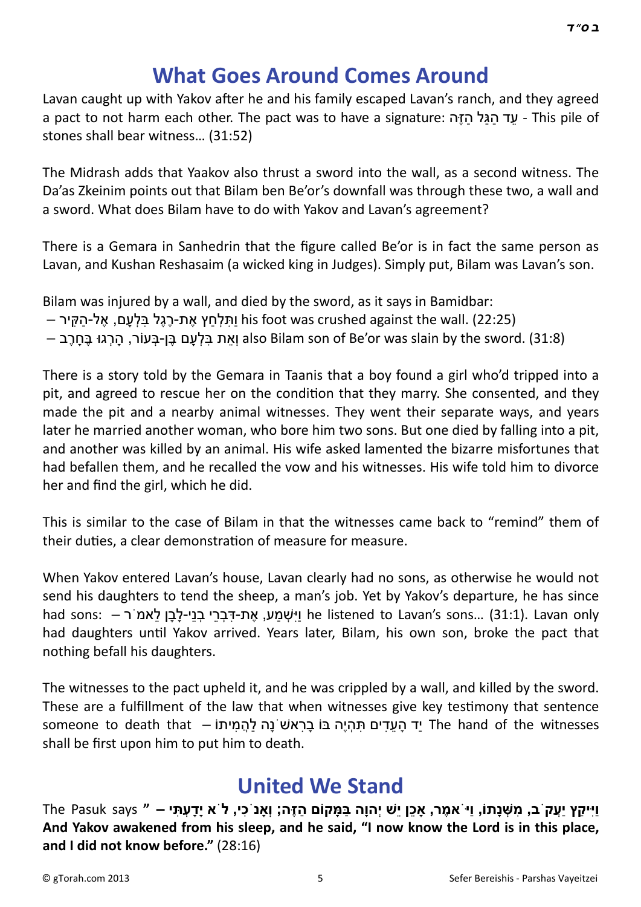## What Goes Around Comes Around

Lavan caught up with Yakov after he and his family escaped Lavan's ranch, and they agreed a pact to not harm each other. The pact was to have a signature: עֵד הַגַּל הַזֶּה - This pile of stones shall bear witness… (31:52)

The Midrash adds that Yaakov also thrust a sword into the wall, as a second witness. The Da'as Zkeinim points out that Bilam ben Be'or's downfall was through these two, a wall and a sword. What does Bilam have to do with Yakov and Lavan's agreement?

There is a Gemara in Sanhedrin that the figure called Be'or is in fact the same person as Lavan, and Kushan Reshasaim (a wicked king in Judges). Simply put, Bilam was Lavan's son.

Bilam was injured by a wall, and died by the sword, as it says in Bamidbar:
– וַתִּלְחַץ אֶת-רֶגֶל בִּלְעָם, אֶל-הַקִּיר his foot was crushed against the wall. (22:25)
– וְאֵת בִּלְעָם בֶּן-בְּעוֹר, הָרְגוּ בֶּחָרֶב also Bilam son of Be'or was slain by the sword. (31:8)

There is a story told by the Gemara in Taanis that a boy found a girl who'd tripped into a pit, and agreed to rescue her on the condition that they marry. She consented, and they made the pit and a nearby animal witnesses. They went their separate ways, and years later he married another woman, who bore him two sons. But one died by falling into a pit, and another was killed by an animal. His wife asked lamented the bizarre misfortunes that had befallen them, and he recalled the vow and his witnesses. His wife told him to divorce her and find the girl, which he did.

This is similar to the case of Bilam in that the witnesses came back to "remind" them of their duties, a clear demonstration of measure for measure.

When Yakov entered Lavan's house, Lavan clearly had no sons, as otherwise he would not send his daughters to tend the sheep, a man's job. Yet by Yakov's departure, he has since had sons: – וַיִּשְׁמַע, אֶת-דִּבְרֵי בְנֵי-לָבָן לֵאמֹר he listened to Lavan's sons… (31:1). Lavan only had daughters until Yakov arrived. Years later, Bilam, his own son, broke the pact that nothing befall his daughters.

The witnesses to the pact upheld it, and he was crippled by a wall, and killed by the sword. These are a fulfillment of the law that when witnesses give key testimony that sentence someone to death that – יַד הָעֵדִים תִּהְיֶה בּוֹ בָרִאשֹׁנָה לַהֲמִיתוֹ The hand of the witnesses shall be first upon him to put him to death.

## United We Stand

The Pasuk says **" – וַיִּיקַץ יַעֲקֹב, מִשְּׁנָתוֹ, וַיֹּאמֶר, אָכֵן יֵשׁ יְהוָה בַּמָּקוֹם הַזֶּה; וְאָנֹכִי, לֹא יָדָעְתִּי And Yakov awakened from his sleep, and he said, "I now know the Lord is in this place, and I did not know before."** (28:16)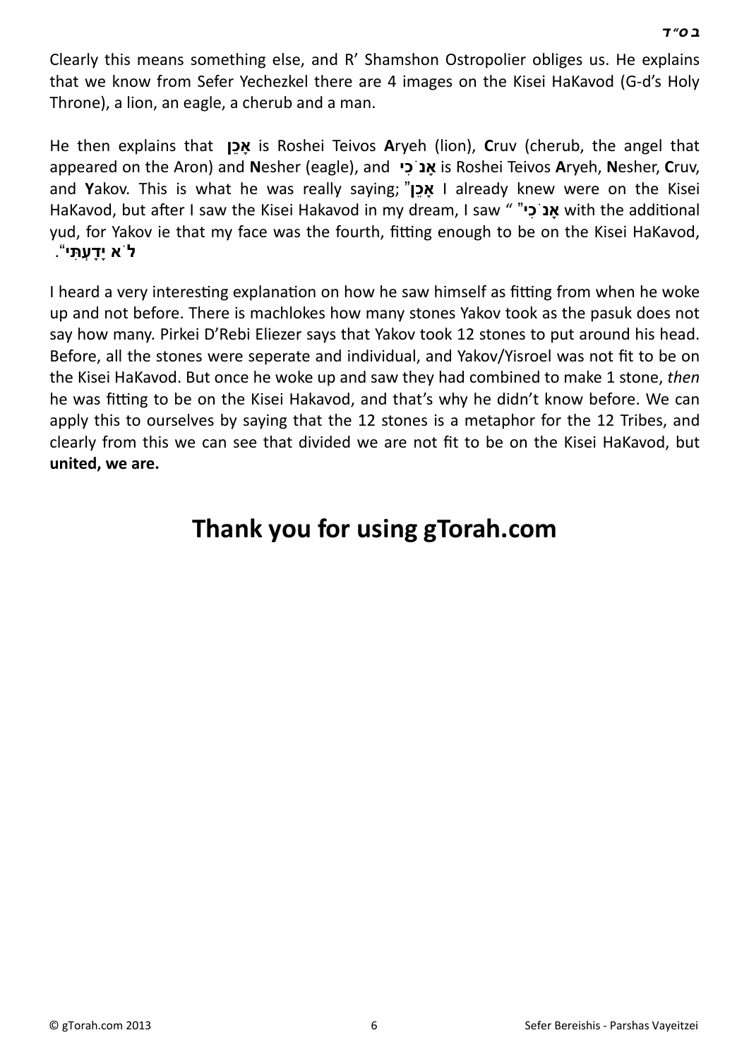Clearly this means something else, and R' Shamshon Ostropolier obliges us. He explains that we know from Sefer Yechezkel there are 4 images on the Kisei HaKavod (G-d's Holy Throne), a lion, an eagle, a cherub and a man.

He then explains that **אָכֵן** is Roshei Teivos **A**ryeh (lion), **C**ruv (cherub, the angel that appeared on the Aron) and **N**esher (eagle), and **אָנֹכִי** is Roshei Teivos **A**ryeh, **N**esher, **C**ruv, and **Y**akov. This is what he was really saying; "**אָכֵן** I already knew were on the Kisei HaKavod, but after I saw the Kisei Hakavod in my dream, I saw "**אָנֹכִי**" with the additional yud, for Yakov ie that my face was the fourth, fitting enough to be on the Kisei HaKavod, **לֹא יָדָעְתִּי**".

I heard a very interesting explanation on how he saw himself as fitting from when he woke up and not before. There is machlokes how many stones Yakov took as the pasuk does not say how many. Pirkei D'Rebi Eliezer says that Yakov took 12 stones to put around his head. Before, all the stones were seperate and individual, and Yakov/Yisroel was not fit to be on the Kisei HaKavod. But once he woke up and saw they had combined to make 1 stone, *then* he was fitting to be on the Kisei Hakavod, and that's why he didn't know before. We can apply this to ourselves by saying that the 12 stones is a metaphor for the 12 Tribes, and clearly from this we can see that divided we are not fit to be on the Kisei HaKavod, but **united, we are.**

# Thank you for using gTorah.com